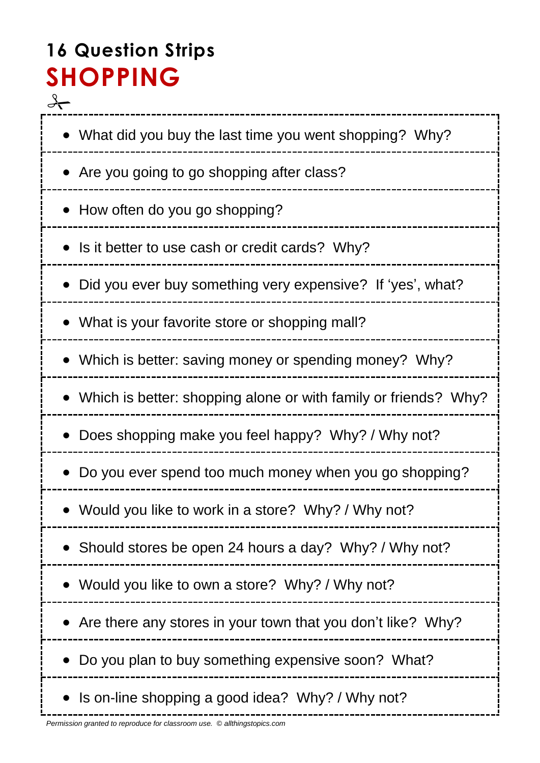# 16 Question Strips

## SHOPPING

- What did you buy the last time you went shopping? Why?
- Are you going to go shopping after class?
- How often do you go shopping?
- Is it better to use cash or credit cards? Why?
- Did you ever buy something very expensive? If 'yes', what?
- What is your favorite store or shopping mall?
- Which is better: saving money or spending money? Why?
- Which is better: shopping alone or with family or friends? Why?
- Does shopping make you feel happy? Why? / Why not?
- Do you ever spend too much money when you go shopping?
- Would you like to work in a store? Why? / Why not?
- Should stores be open 24 hours a day? Why? / Why not?
- Would you like to own a store? Why? / Why not?
- Are there any stores in your town that you don't like? Why?
- Do you plan to buy something expensive soon? What?
- Is on-line shopping a good idea? Why? / Why not?

*Permission granted to reproduce for classroom use. © allthingstopics.com*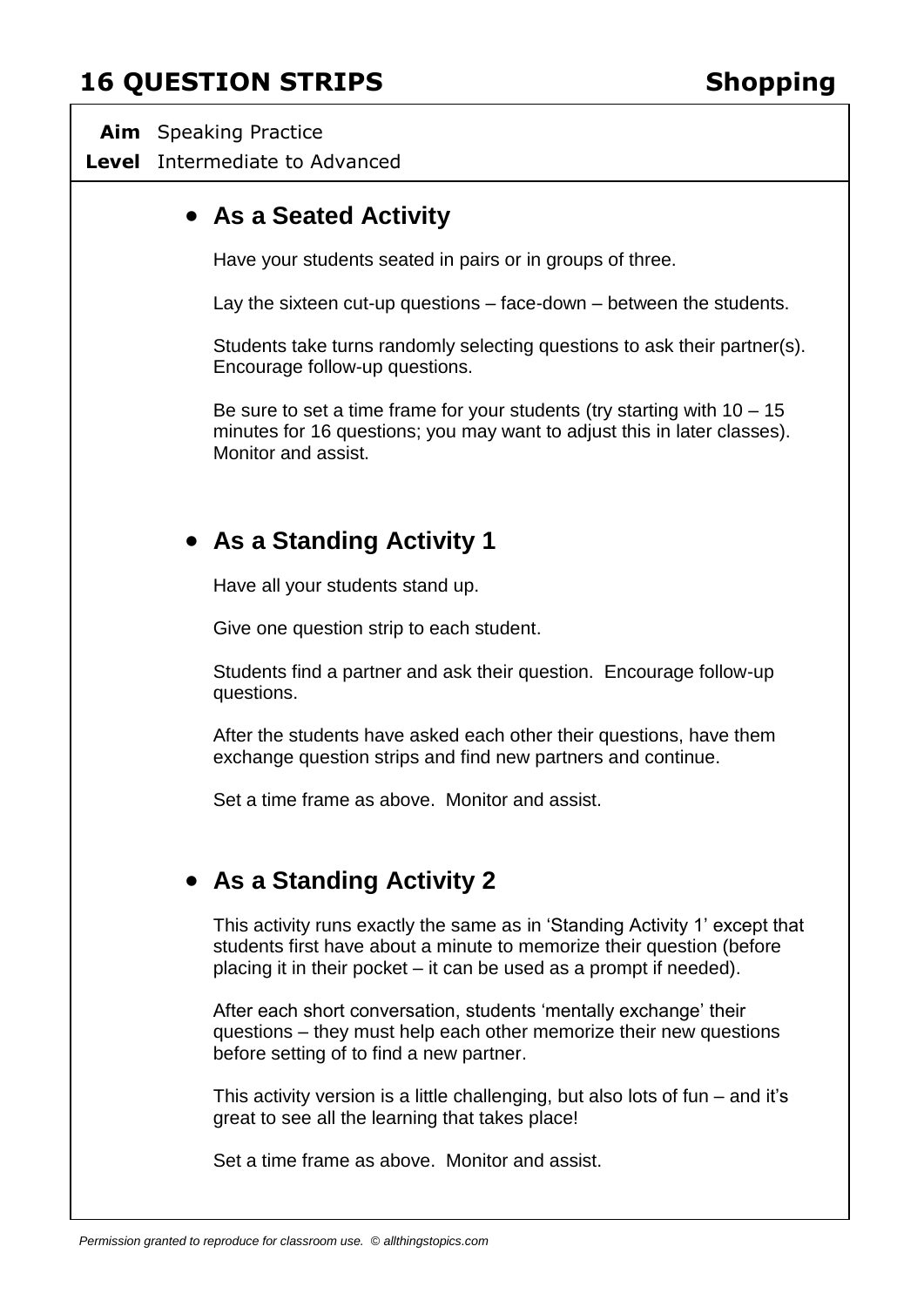# 16 QUESTION STRIPS **Shopping**

**Aim** Speaking Practice
**Level** Intermediate to Advanced

## • As a Seated Activity

Have your students seated in pairs or in groups of three.

Lay the sixteen cut-up questions – face-down – between the students.

Students take turns randomly selecting questions to ask their partner(s). Encourage follow-up questions.

Be sure to set a time frame for your students (try starting with 10 – 15 minutes for 16 questions; you may want to adjust this in later classes). Monitor and assist.

## • As a Standing Activity 1

Have all your students stand up.

Give one question strip to each student.

Students find a partner and ask their question. Encourage follow-up questions.

After the students have asked each other their questions, have them exchange question strips and find new partners and continue.

Set a time frame as above. Monitor and assist.

## • As a Standing Activity 2

This activity runs exactly the same as in 'Standing Activity 1' except that students first have about a minute to memorize their question (before placing it in their pocket – it can be used as a prompt if needed).

After each short conversation, students 'mentally exchange' their questions – they must help each other memorize their new questions before setting of to find a new partner.

This activity version is a little challenging, but also lots of fun – and it's great to see all the learning that takes place!

Set a time frame as above. Monitor and assist.

*Permission granted to reproduce for classroom use. © allthingstopics.com*